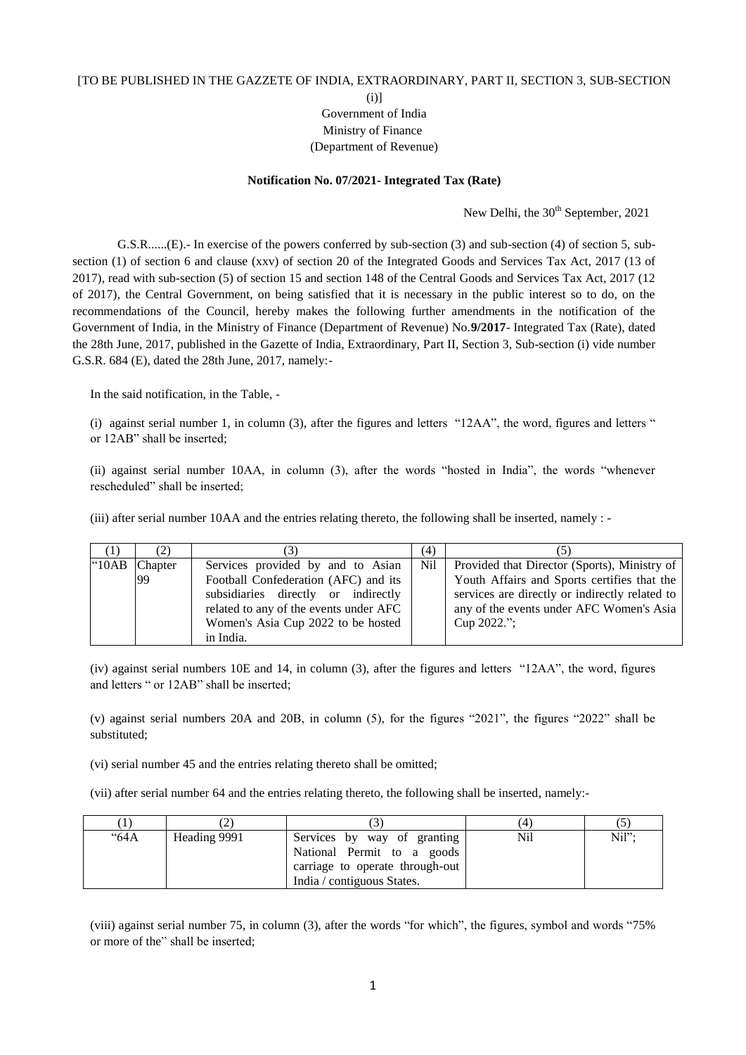[TO BE PUBLISHED IN THE GAZZETE OF INDIA, EXTRAORDINARY, PART II, SECTION 3, SUB-SECTION (i)]

Government of India
Ministry of Finance
(Department of Revenue)

**Notification No. 07/2021- Integrated Tax (Rate)**

New Delhi, the 30th September, 2021

G.S.R......(E).- In exercise of the powers conferred by sub-section (3) and sub-section (4) of section 5, sub-section (1) of section 6 and clause (xxv) of section 20 of the Integrated Goods and Services Tax Act, 2017 (13 of 2017), read with sub-section (5) of section 15 and section 148 of the Central Goods and Services Tax Act, 2017 (12 of 2017), the Central Government, on being satisfied that it is necessary in the public interest so to do, on the recommendations of the Council, hereby makes the following further amendments in the notification of the Government of India, in the Ministry of Finance (Department of Revenue) No.**9/2017**- Integrated Tax (Rate), dated the 28th June, 2017, published in the Gazette of India, Extraordinary, Part II, Section 3, Sub-section (i) vide number G.S.R. 684 (E), dated the 28th June, 2017, namely:-

In the said notification, in the Table, -

(i) against serial number 1, in column (3), after the figures and letters "12AA", the word, figures and letters " or 12AB" shall be inserted;

(ii) against serial number 10AA, in column (3), after the words "hosted in India", the words "whenever rescheduled" shall be inserted;

(iii) after serial number 10AA and the entries relating thereto, the following shall be inserted, namely : -

| (1) | (2) | (3) | (4) | (5) |
|---|---|---|---|---|
| "10AB | Chapter 99 | Services provided by and to Asian Football Confederation (AFC) and its subsidiaries directly or indirectly related to any of the events under AFC Women's Asia Cup 2022 to be hosted in India. | Nil | Provided that Director (Sports), Ministry of Youth Affairs and Sports certifies that the services are directly or indirectly related to any of the events under AFC Women's Asia Cup 2022."; |

(iv) against serial numbers 10E and 14, in column (3), after the figures and letters "12AA", the word, figures and letters " or 12AB" shall be inserted;

(v) against serial numbers 20A and 20B, in column (5), for the figures "2021", the figures "2022" shall be substituted;

(vi) serial number 45 and the entries relating thereto shall be omitted;

(vii) after serial number 64 and the entries relating thereto, the following shall be inserted, namely:-

| (1) | (2) | (3) | (4) | (5) |
|---|---|---|---|---|
| "64A | Heading 9991 | Services by way of granting National Permit to a goods carriage to operate through-out India / contiguous States. | Nil | Nil"; |

(viii) against serial number 75, in column (3), after the words "for which", the figures, symbol and words "75% or more of the" shall be inserted;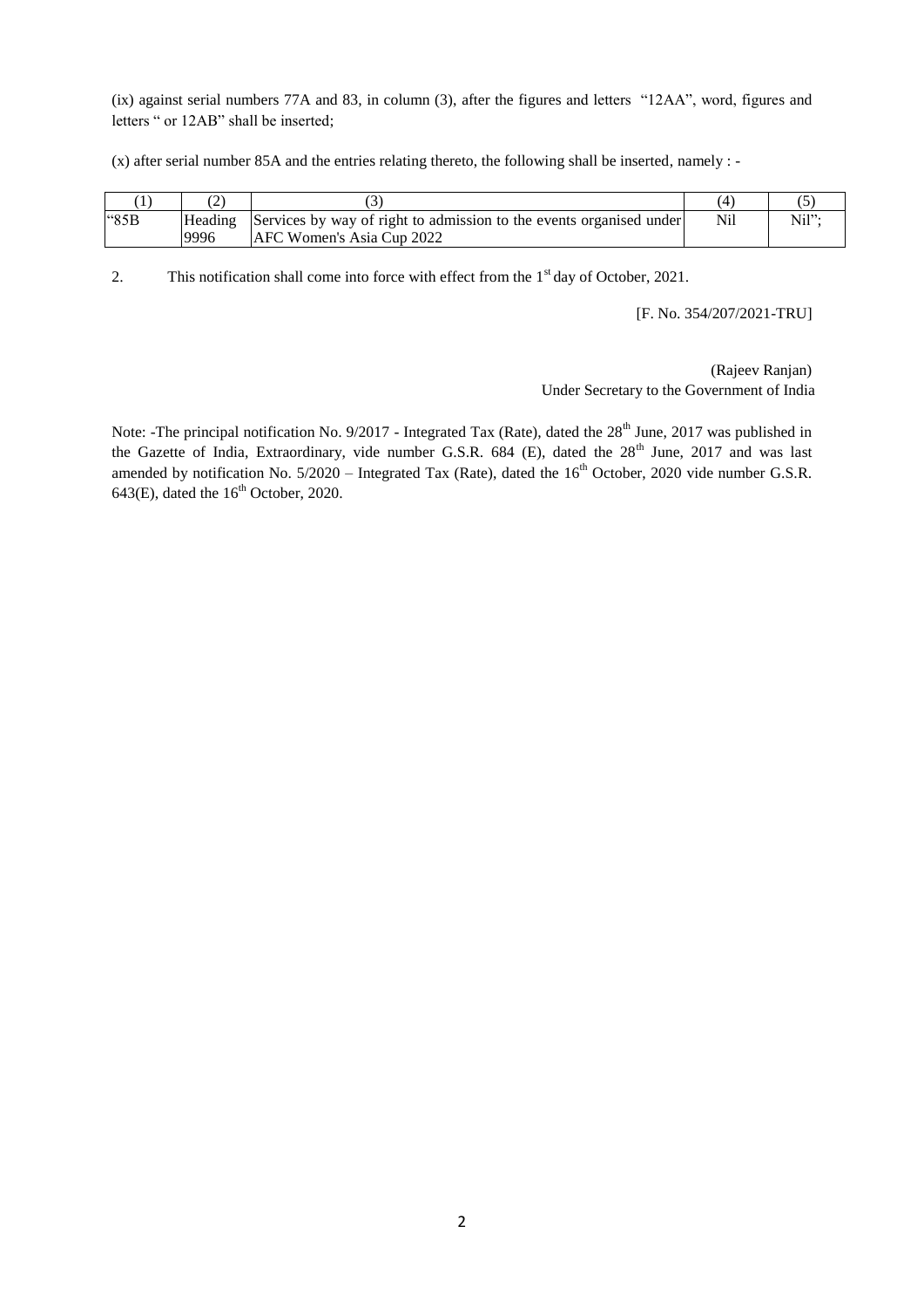(ix) against serial numbers 77A and 83, in column (3), after the figures and letters "12AA", word, figures and letters " or 12AB" shall be inserted;

(x) after serial number 85A and the entries relating thereto, the following shall be inserted, namely : -

| (1) | (2) | (3) | (4) | (5) |
|---|---|---|---|---|
| "85B | Heading 9996 | Services by way of right to admission to the events organised under AFC Women's Asia Cup 2022 | Nil | Nil"; |

2. This notification shall come into force with effect from the 1st day of October, 2021.

[F. No. 354/207/2021-TRU]

(Rajeev Ranjan)
Under Secretary to the Government of India

Note: -The principal notification No. 9/2017 - Integrated Tax (Rate), dated the 28th June, 2017 was published in the Gazette of India, Extraordinary, vide number G.S.R. 684 (E), dated the 28th June, 2017 and was last amended by notification No. 5/2020 – Integrated Tax (Rate), dated the 16th October, 2020 vide number G.S.R. 643(E), dated the 16th October, 2020.